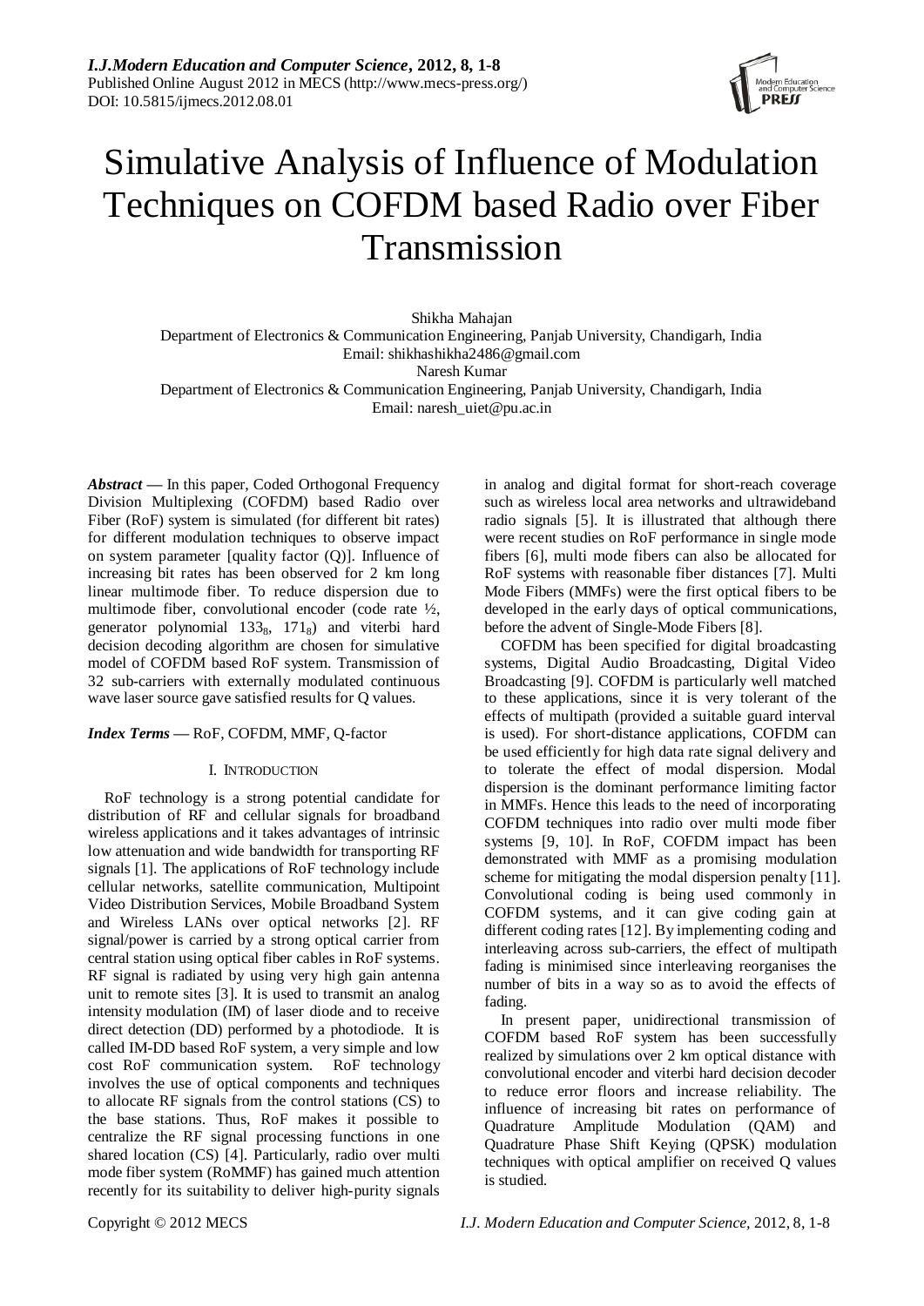# Simulative Analysis of Influence of Modulation Techniques on COFDM based Radio over Fiber Transmission

Shikha Mahajan
Department of Electronics & Communication Engineering, Panjab University, Chandigarh, India
Email: shikhashikha2486@gmail.com

Naresh Kumar
Department of Electronics & Communication Engineering, Panjab University, Chandigarh, India
Email: naresh_uiet@pu.ac.in

***Abstract*** — In this paper, Coded Orthogonal Frequency Division Multiplexing (COFDM) based Radio over Fiber (RoF) system is simulated (for different bit rates) for different modulation techniques to observe impact on system parameter [quality factor (Q)]. Influence of increasing bit rates has been observed for 2 km long linear multimode fiber. To reduce dispersion due to multimode fiber, convolutional encoder (code rate ½, generator polynomial $133_8$, $171_8$) and viterbi hard decision decoding algorithm are chosen for simulative model of COFDM based RoF system. Transmission of 32 sub-carriers with externally modulated continuous wave laser source gave satisfied results for Q values.

***Index Terms*** — RoF, COFDM, MMF, Q-factor

## I. Introduction

RoF technology is a strong potential candidate for distribution of RF and cellular signals for broadband wireless applications and it takes advantages of intrinsic low attenuation and wide bandwidth for transporting RF signals [1]. The applications of RoF technology include cellular networks, satellite communication, Multipoint Video Distribution Services, Mobile Broadband System and Wireless LANs over optical networks [2]. RF signal/power is carried by a strong optical carrier from central station using optical fiber cables in RoF systems. RF signal is radiated by using very high gain antenna unit to remote sites [3]. It is used to transmit an analog intensity modulation (IM) of laser diode and to receive direct detection (DD) performed by a photodiode. It is called IM-DD based RoF system, a very simple and low cost RoF communication system. RoF technology involves the use of optical components and techniques to allocate RF signals from the control stations (CS) to the base stations. Thus, RoF makes it possible to centralize the RF signal processing functions in one shared location (CS) [4]. Particularly, radio over multi mode fiber system (RoMMF) has gained much attention recently for its suitability to deliver high-purity signals in analog and digital format for short-reach coverage such as wireless local area networks and ultrawideband radio signals [5]. It is illustrated that although there were recent studies on RoF performance in single mode fibers [6], multi mode fibers can also be allocated for RoF systems with reasonable fiber distances [7]. Multi Mode Fibers (MMFs) were the first optical fibers to be developed in the early days of optical communications, before the advent of Single-Mode Fibers [8].

COFDM has been specified for digital broadcasting systems, Digital Audio Broadcasting, Digital Video Broadcasting [9]. COFDM is particularly well matched to these applications, since it is very tolerant of the effects of multipath (provided a suitable guard interval is used). For short-distance applications, COFDM can be used efficiently for high data rate signal delivery and to tolerate the effect of modal dispersion. Modal dispersion is the dominant performance limiting factor in MMFs. Hence this leads to the need of incorporating COFDM techniques into radio over multi mode fiber systems [9, 10]. In RoF, COFDM impact has been demonstrated with MMF as a promising modulation scheme for mitigating the modal dispersion penalty [11]. Convolutional coding is being used commonly in COFDM systems, and it can give coding gain at different coding rates [12]. By implementing coding and interleaving across sub-carriers, the effect of multipath fading is minimised since interleaving reorganises the number of bits in a way so as to avoid the effects of fading.

In present paper, unidirectional transmission of COFDM based RoF system has been successfully realized by simulations over 2 km optical distance with convolutional encoder and viterbi hard decision decoder to reduce error floors and increase reliability. The influence of increasing bit rates on performance of Quadrature Amplitude Modulation (QAM) and Quadrature Phase Shift Keying (QPSK) modulation techniques with optical amplifier on received Q values is studied.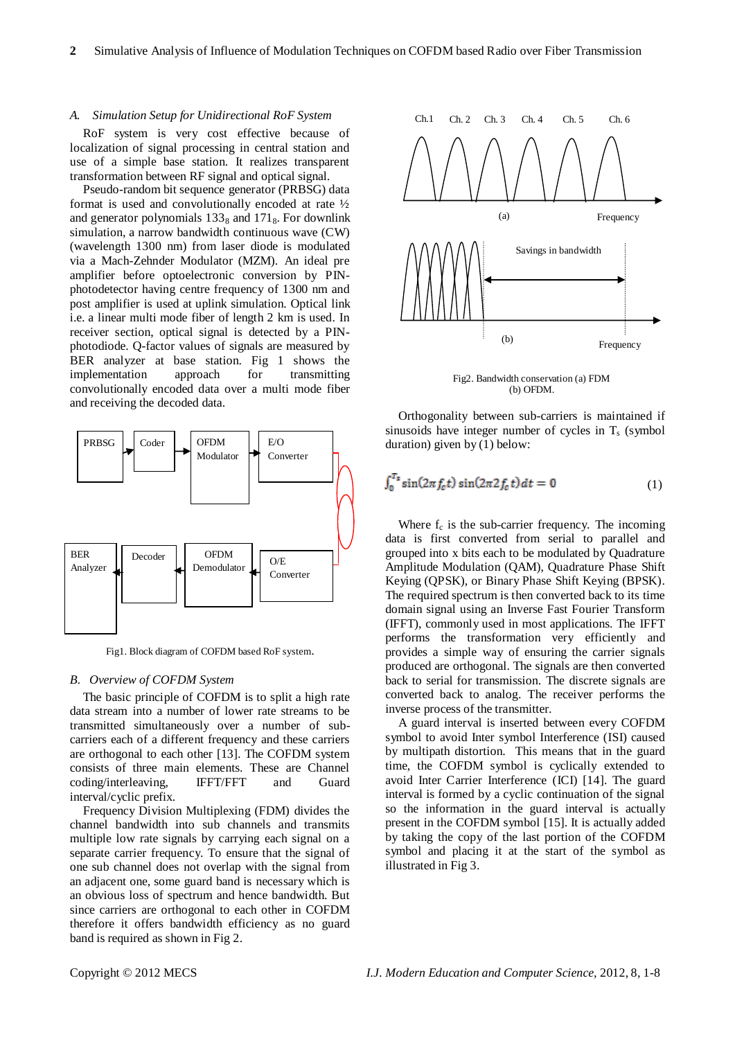### A. Simulation Setup for Unidirectional RoF System

RoF system is very cost effective because of localization of signal processing in central station and use of a simple base station. It realizes transparent transformation between RF signal and optical signal.

Pseudo-random bit sequence generator (PRBSG) data format is used and convolutionally encoded at rate ½ and generator polynomials $133_8$ and $171_8$. For downlink simulation, a narrow bandwidth continuous wave (CW) (wavelength 1300 nm) from laser diode is modulated via a Mach-Zehnder Modulator (MZM). An ideal pre amplifier before optoelectronic conversion by PIN-photodetector having centre frequency of 1300 nm and post amplifier is used at uplink simulation. Optical link i.e. a linear multi mode fiber of length 2 km is used. In receiver section, optical signal is detected by a PIN-photodiode. Q-factor values of signals are measured by BER analyzer at base station. Fig 1 shows the implementation approach for transmitting convolutionally encoded data over a multi mode fiber and receiving the decoded data.

PRBSG → Coder → OFDM Modulator → E/O Converter

BER Analyzer ← Decoder ← OFDM Demodulator ← O/E Converter

Fig1. Block diagram of COFDM based RoF system.

### B. Overview of COFDM System

The basic principle of COFDM is to split a high rate data stream into a number of lower rate streams to be transmitted simultaneously over a number of sub-carriers each of a different frequency and these carriers are orthogonal to each other [13]. The COFDM system consists of three main elements. These are Channel coding/interleaving, IFFT/FFT and Guard interval/cyclic prefix.

Frequency Division Multiplexing (FDM) divides the channel bandwidth into sub channels and transmits multiple low rate signals by carrying each signal on a separate carrier frequency. To ensure that the signal of one sub channel does not overlap with the signal from an adjacent one, some guard band is necessary which is an obvious loss of spectrum and hence bandwidth. But since carriers are orthogonal to each other in COFDM therefore it offers bandwidth efficiency as no guard band is required as shown in Fig 2.

Ch.1 Ch. 2 Ch. 3 Ch. 4 Ch. 5 Ch. 6

(a) Frequency

Savings in bandwidth

(b) Frequency

Fig2. Bandwidth conservation (a) FDM (b) OFDM.

Orthogonality between sub-carriers is maintained if sinusoids have integer number of cycles in $T_s$ (symbol duration) given by (1) below:

$$\int_0^{T_s} \sin(2\pi f_c t)\sin(2\pi 2 f_c t)dt = 0 \tag{1}$$

Where $f_c$ is the sub-carrier frequency. The incoming data is first converted from serial to parallel and grouped into x bits each to be modulated by Quadrature Amplitude Modulation (QAM), Quadrature Phase Shift Keying (QPSK), or Binary Phase Shift Keying (BPSK). The required spectrum is then converted back to its time domain signal using an Inverse Fast Fourier Transform (IFFT), commonly used in most applications. The IFFT performs the transformation very efficiently and provides a simple way of ensuring the carrier signals produced are orthogonal. The signals are then converted back to serial for transmission. The discrete signals are converted back to analog. The receiver performs the inverse process of the transmitter.

A guard interval is inserted between every COFDM symbol to avoid Inter symbol Interference (ISI) caused by multipath distortion. This means that in the guard time, the COFDM symbol is cyclically extended to avoid Inter Carrier Interference (ICI) [14]. The guard interval is formed by a cyclic continuation of the signal so the information in the guard interval is actually present in the COFDM symbol [15]. It is actually added by taking the copy of the last portion of the COFDM symbol and placing it at the start of the symbol as illustrated in Fig 3.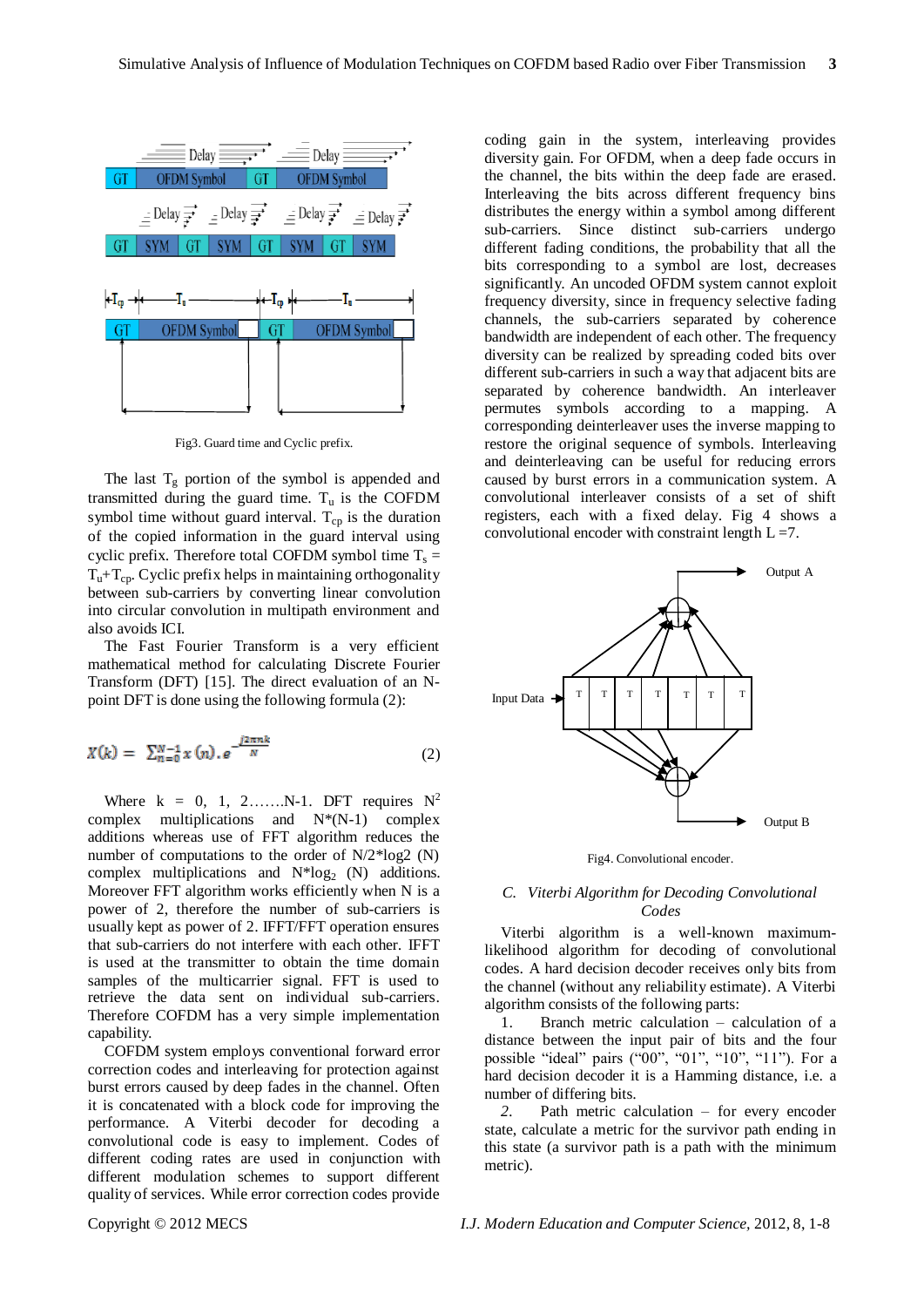Fig3. Guard time and Cyclic prefix.

The last $T_g$ portion of the symbol is appended and transmitted during the guard time. $T_u$ is the COFDM symbol time without guard interval. $T_{cp}$ is the duration of the copied information in the guard interval using cyclic prefix. Therefore total COFDM symbol time $T_s = T_u + T_{cp}$. Cyclic prefix helps in maintaining orthogonality between sub-carriers by converting linear convolution into circular convolution in multipath environment and also avoids ICI.

The Fast Fourier Transform is a very efficient mathematical method for calculating Discrete Fourier Transform (DFT) [15]. The direct evaluation of an N-point DFT is done using the following formula (2):

$$X(k) = \sum_{n=0}^{N-1} x(n).e^{-\frac{j2\pi nk}{N}} \tag{2}$$

Where k = 0, 1, 2…….N-1. DFT requires $N^2$ complex multiplications and N*(N-1) complex additions whereas use of FFT algorithm reduces the number of computations to the order of N/2*log2 (N) complex multiplications and N*$\log_2$ (N) additions. Moreover FFT algorithm works efficiently when N is a power of 2, therefore the number of sub-carriers is usually kept as power of 2. IFFT/FFT operation ensures that sub-carriers do not interfere with each other. IFFT is used at the transmitter to obtain the time domain samples of the multicarrier signal. FFT is used to retrieve the data sent on individual sub-carriers. Therefore COFDM has a very simple implementation capability.

COFDM system employs conventional forward error correction codes and interleaving for protection against burst errors caused by deep fades in the channel. Often it is concatenated with a block code for improving the performance. A Viterbi decoder for decoding a convolutional code is easy to implement. Codes of different coding rates are used in conjunction with different modulation schemes to support different quality of services. While error correction codes provide coding gain in the system, interleaving provides diversity gain. For OFDM, when a deep fade occurs in the channel, the bits within the deep fade are erased. Interleaving the bits across different frequency bins distributes the energy within a symbol among different sub-carriers. Since distinct sub-carriers undergo different fading conditions, the probability that all the bits corresponding to a symbol are lost, decreases significantly. An uncoded OFDM system cannot exploit frequency diversity, since in frequency selective fading channels, the sub-carriers separated by coherence bandwidth are independent of each other. The frequency diversity can be realized by spreading coded bits over different sub-carriers in such a way that adjacent bits are separated by coherence bandwidth. An interleaver permutes symbols according to a mapping. A corresponding deinterleaver uses the inverse mapping to restore the original sequence of symbols. Interleaving and deinterleaving can be useful for reducing errors caused by burst errors in a communication system. A convolutional interleaver consists of a set of shift registers, each with a fixed delay. Fig 4 shows a convolutional encoder with constraint length L =7.

Fig4. Convolutional encoder.

### *C. Viterbi Algorithm for Decoding Convolutional Codes*

Viterbi algorithm is a well-known maximum-likelihood algorithm for decoding of convolutional codes. A hard decision decoder receives only bits from the channel (without any reliability estimate). A Viterbi algorithm consists of the following parts:

1. Branch metric calculation – calculation of a distance between the input pair of bits and the four possible "ideal" pairs ("00", "01", "10", "11"). For a hard decision decoder it is a Hamming distance, i.e. a number of differing bits.
2. Path metric calculation – for every encoder state, calculate a metric for the survivor path ending in this state (a survivor path is a path with the minimum metric).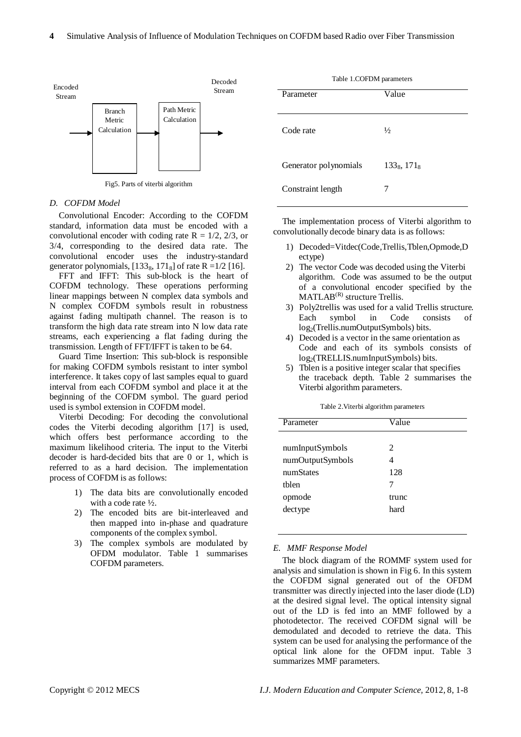Fig5. Parts of viterbi algorithm

### D. COFDM Model

Convolutional Encoder: According to the COFDM standard, information data must be encoded with a convolutional encoder with coding rate $R = 1/2$, $2/3$, or $3/4$, corresponding to the desired data rate. The convolutional encoder uses the industry-standard generator polynomials, $[133_8, 171_8]$ of rate $R = 1/2$ [16].

FFT and IFFT: This sub-block is the heart of COFDM technology. These operations performing linear mappings between N complex data symbols and N complex COFDM symbols result in robustness against fading multipath channel. The reason is to transform the high data rate stream into N low data rate streams, each experiencing a flat fading during the transmission. Length of FFT/IFFT is taken to be 64.

Guard Time Insertion: This sub-block is responsible for making COFDM symbols resistant to inter symbol interference. It takes copy of last samples equal to guard interval from each COFDM symbol and place it at the beginning of the COFDM symbol. The guard period used is symbol extension in COFDM model.

Viterbi Decoding: For decoding the convolutional codes the Viterbi decoding algorithm [17] is used, which offers best performance according to the maximum likelihood criteria. The input to the Viterbi decoder is hard-decided bits that are 0 or 1, which is referred to as a hard decision. The implementation process of COFDM is as follows:

1) The data bits are convolutionally encoded with a code rate ½.
2) The encoded bits are bit-interleaved and then mapped into in-phase and quadrature components of the complex symbol.
3) The complex symbols are modulated by OFDM modulator. Table 1 summarises COFDM parameters.

Table 1.COFDM parameters

| Parameter | Value |
|---|---|
| Code rate | ½ |
| Generator polynomials | $133_8$, $171_8$ |
| Constraint length | 7 |

The implementation process of Viterbi algorithm to convolutionally decode binary data is as follows:

1) Decoded=Vitdec(Code,Trellis,Tblen,Opmode,Dectype)
2) The vector Code was decoded using the Viterbi algorithm. Code was assumed to be the output of a convolutional encoder specified by the MATLAB(R) structure Trellis.
3) Poly2trellis was used for a valid Trellis structure. Each symbol in Code consists of $\log_2$(Trellis.numOutputSymbols) bits.
4) Decoded is a vector in the same orientation as Code and each of its symbols consists of $\log_2$(TRELLIS.numInputSymbols) bits.
5) Tblen is a positive integer scalar that specifies the traceback depth. Table 2 summarises the Viterbi algorithm parameters.

Table 2.Viterbi algorithm parameters

| Parameter | Value |
|---|---|
| numInputSymbols | 2 |
| numOutputSymbols | 4 |
| numStates | 128 |
| tblen | 7 |
| opmode | trunc |
| dectype | hard |

### E. MMF Response Model

The block diagram of the ROMMF system used for analysis and simulation is shown in Fig 6. In this system the COFDM signal generated out of the OFDM transmitter was directly injected into the laser diode (LD) at the desired signal level. The optical intensity signal out of the LD is fed into an MMF followed by a photodetector. The received COFDM signal will be demodulated and decoded to retrieve the data. This system can be used for analysing the performance of the optical link alone for the OFDM input. Table 3 summarizes MMF parameters.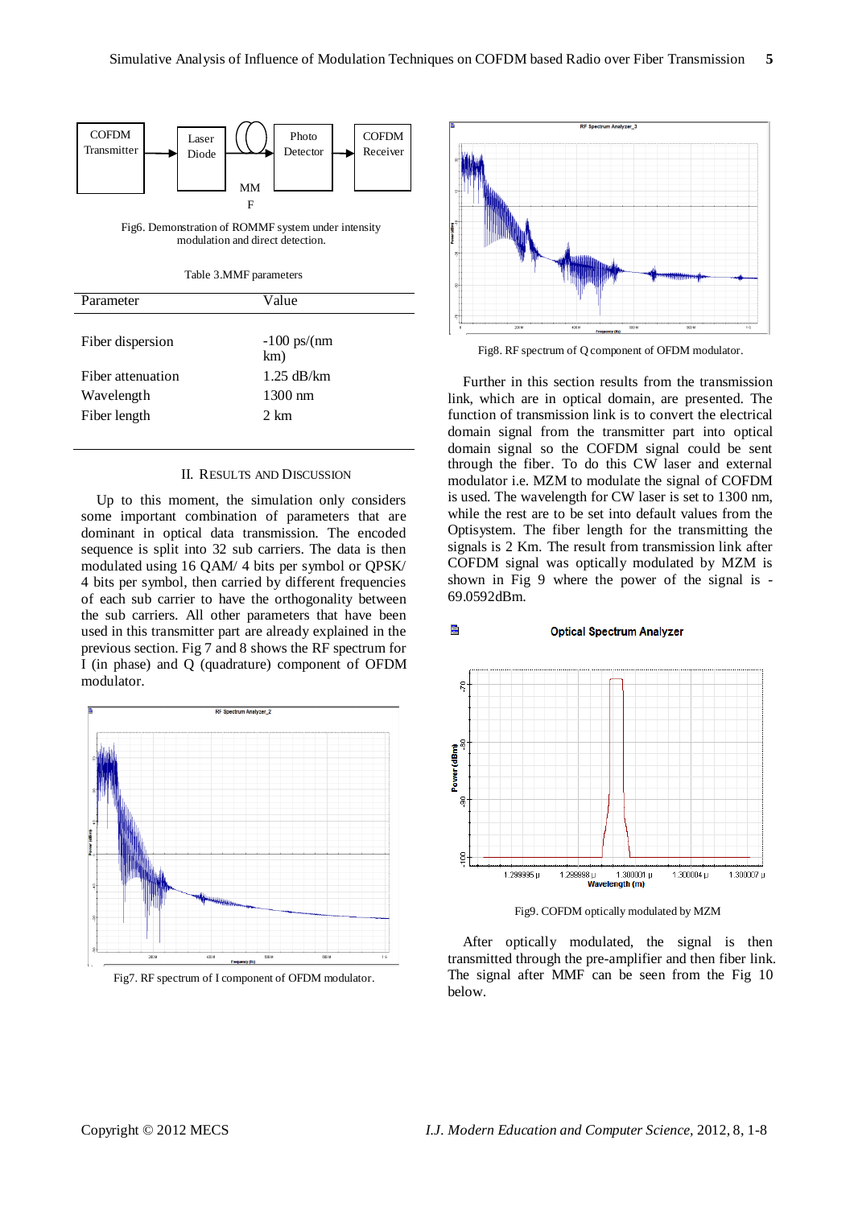Fig6. Demonstration of ROMMF system under intensity modulation and direct detection.

Table 3.MMF parameters

| Parameter | Value |
| --- | --- |
| Fiber dispersion | -100 ps/(nm km) |
| Fiber attenuation | 1.25 dB/km |
| Wavelength | 1300 nm |
| Fiber length | 2 km |

## II. Results and Discussion

Up to this moment, the simulation only considers some important combination of parameters that are dominant in optical data transmission. The encoded sequence is split into 32 sub carriers. The data is then modulated using 16 QAM/ 4 bits per symbol or QPSK/ 4 bits per symbol, then carried by different frequencies of each sub carrier to have the orthogonality between the sub carriers. All other parameters that have been used in this transmitter part are already explained in the previous section. Fig 7 and 8 shows the RF spectrum for I (in phase) and Q (quadrature) component of OFDM modulator.

Fig7. RF spectrum of I component of OFDM modulator.

Fig8. RF spectrum of Q component of OFDM modulator.

Further in this section results from the transmission link, which are in optical domain, are presented. The function of transmission link is to convert the electrical domain signal from the transmitter part into optical domain signal so the COFDM signal could be sent through the fiber. To do this CW laser and external modulator i.e. MZM to modulate the signal of COFDM is used. The wavelength for CW laser is set to 1300 nm, while the rest are to be set into default values from the Optisystem. The fiber length for the transmitting the signals is 2 Km. The result from transmission link after COFDM signal was optically modulated by MZM is shown in Fig 9 where the power of the signal is -69.0592dBm.

Fig9. COFDM optically modulated by MZM

After optically modulated, the signal is then transmitted through the pre-amplifier and then fiber link. The signal after MMF can be seen from the Fig 10 below.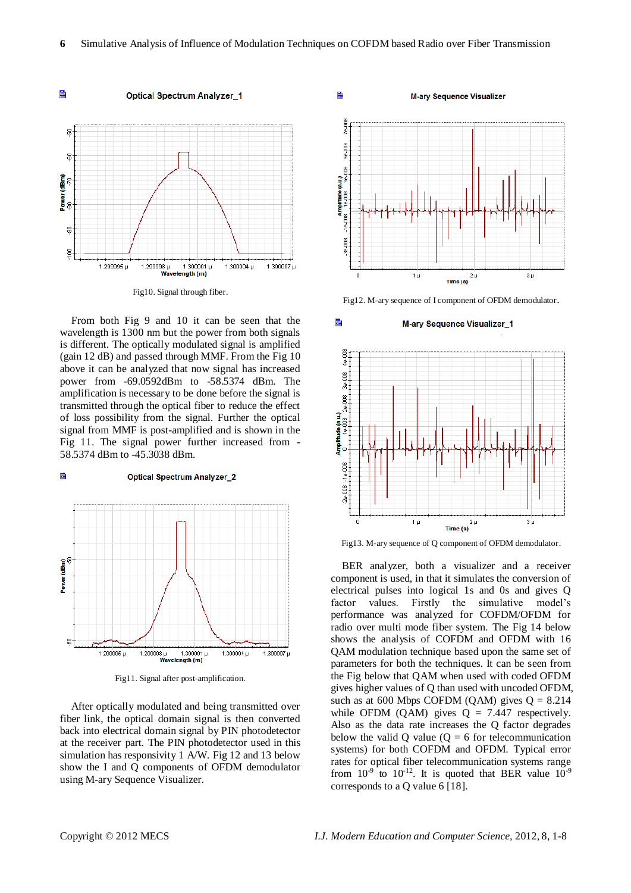Fig10. Signal through fiber.

From both Fig 9 and 10 it can be seen that the wavelength is 1300 nm but the power from both signals is different. The optically modulated signal is amplified (gain 12 dB) and passed through MMF. From the Fig 10 above it can be analyzed that now signal has increased power from -69.0592dBm to -58.5374 dBm. The amplification is necessary to be done before the signal is transmitted through the optical fiber to reduce the effect of loss possibility from the signal. Further the optical signal from MMF is post-amplified and is shown in the Fig 11. The signal power further increased from -58.5374 dBm to -45.3038 dBm.

Fig11. Signal after post-amplification.

After optically modulated and being transmitted over fiber link, the optical domain signal is then converted back into electrical domain signal by PIN photodetector at the receiver part. The PIN photodetector used in this simulation has responsivity 1 A/W. Fig 12 and 13 below show the I and Q components of OFDM demodulator using M-ary Sequence Visualizer.

Fig12. M-ary sequence of I component of OFDM demodulator.

Fig13. M-ary sequence of Q component of OFDM demodulator.

BER analyzer, both a visualizer and a receiver component is used, in that it simulates the conversion of electrical pulses into logical 1s and 0s and gives Q factor values. Firstly the simulative model's performance was analyzed for COFDM/OFDM for radio over multi mode fiber system. The Fig 14 below shows the analysis of COFDM and OFDM with 16 QAM modulation technique based upon the same set of parameters for both the techniques. It can be seen from the Fig below that QAM when used with coded OFDM gives higher values of Q than used with uncoded OFDM, such as at 600 Mbps COFDM (QAM) gives Q = 8.214 while OFDM (QAM) gives Q = 7.447 respectively. Also as the data rate increases the Q factor degrades below the valid Q value (Q = 6 for telecommunication systems) for both COFDM and OFDM. Typical error rates for optical fiber telecommunication systems range from $10^{-9}$ to $10^{-12}$. It is quoted that BER value $10^{-9}$ corresponds to a Q value 6 [18].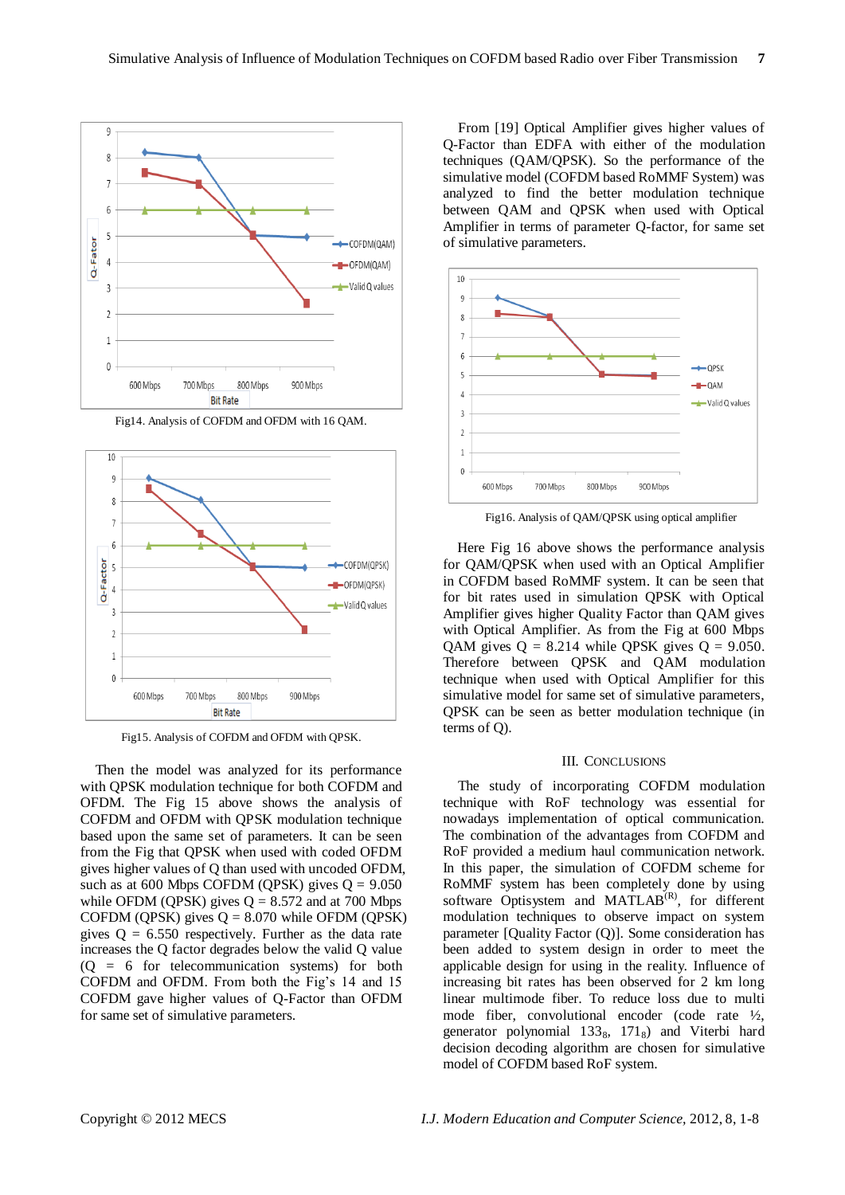Fig14. Analysis of COFDM and OFDM with 16 QAM.

Fig15. Analysis of COFDM and OFDM with QPSK.

Then the model was analyzed for its performance with QPSK modulation technique for both COFDM and OFDM. The Fig 15 above shows the analysis of COFDM and OFDM with QPSK modulation technique based upon the same set of parameters. It can be seen from the Fig that QPSK when used with coded OFDM gives higher values of Q than used with uncoded OFDM, such as at 600 Mbps COFDM (QPSK) gives Q = 9.050 while OFDM (QPSK) gives Q = 8.572 and at 700 Mbps COFDM (QPSK) gives Q = 8.070 while OFDM (QPSK) gives Q = 6.550 respectively. Further as the data rate increases the Q factor degrades below the valid Q value (Q = 6 for telecommunication systems) for both COFDM and OFDM. From both the Fig's 14 and 15 COFDM gave higher values of Q-Factor than OFDM for same set of simulative parameters.

From [19] Optical Amplifier gives higher values of Q-Factor than EDFA with either of the modulation techniques (QAM/QPSK). So the performance of the simulative model (COFDM based RoMMF System) was analyzed to find the better modulation technique between QAM and QPSK when used with Optical Amplifier in terms of parameter Q-factor, for same set of simulative parameters.

Fig16. Analysis of QAM/QPSK using optical amplifier

Here Fig 16 above shows the performance analysis for QAM/QPSK when used with an Optical Amplifier in COFDM based RoMMF system. It can be seen that for bit rates used in simulation QPSK with Optical Amplifier gives higher Quality Factor than QAM gives with Optical Amplifier. As from the Fig at 600 Mbps QAM gives Q = 8.214 while QPSK gives Q = 9.050. Therefore between QPSK and QAM modulation technique when used with Optical Amplifier for this simulative model for same set of simulative parameters, QPSK can be seen as better modulation technique (in terms of Q).

## III. Conclusions

The study of incorporating COFDM modulation technique with RoF technology was essential for nowadays implementation of optical communication. The combination of the advantages from COFDM and RoF provided a medium haul communication network. In this paper, the simulation of COFDM scheme for RoMMF system has been completely done by using software Optisystem and MATLAB[(R)], for different modulation techniques to observe impact on system parameter [Quality Factor (Q)]. Some consideration has been added to system design in order to meet the applicable design for using in the reality. Influence of increasing bit rates has been observed for 2 km long linear multimode fiber. To reduce loss due to multi mode fiber, convolutional encoder (code rate ½, generator polynomial $133_8$, $171_8$) and Viterbi hard decision decoding algorithm are chosen for simulative model of COFDM based RoF system.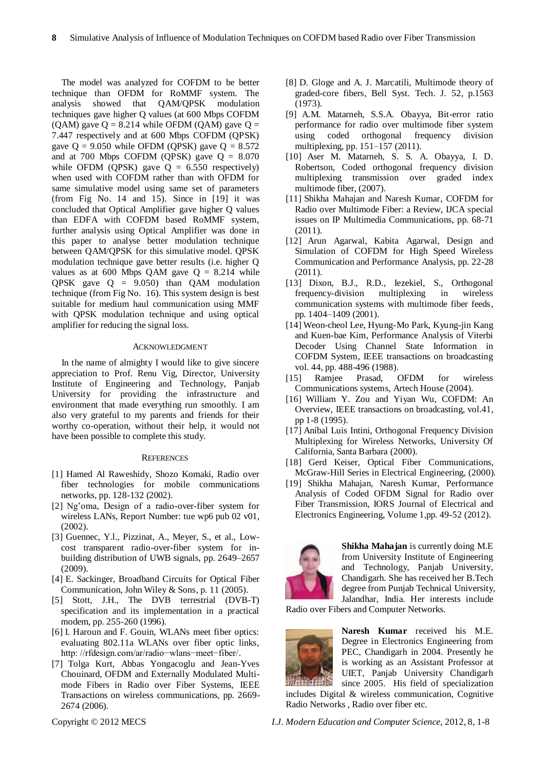The model was analyzed for COFDM to be better technique than OFDM for RoMMF system. The analysis showed that QAM/QPSK modulation techniques gave higher Q values (at 600 Mbps COFDM (QAM) gave Q = 8.214 while OFDM (QAM) gave Q = 7.447 respectively and at 600 Mbps COFDM (QPSK) gave Q = 9.050 while OFDM (QPSK) gave Q = 8.572 and at 700 Mbps COFDM (QPSK) gave Q = 8.070 while OFDM (QPSK) gave Q = 6.550 respectively) when used with COFDM rather than with OFDM for same simulative model using same set of parameters (from Fig No. 14 and 15). Since in [19] it was concluded that Optical Amplifier gave higher Q values than EDFA with COFDM based RoMMF system, further analysis using Optical Amplifier was done in this paper to analyse better modulation technique between QAM/QPSK for this simulative model. QPSK modulation technique gave better results (i.e. higher Q values as at 600 Mbps QAM gave Q = 8.214 while QPSK gave Q = 9.050) than QAM modulation technique (from Fig No. 16). This system design is best suitable for medium haul communication using MMF with QPSK modulation technique and using optical amplifier for reducing the signal loss.

## Acknowledgment

In the name of almighty I would like to give sincere appreciation to Prof. Renu Vig, Director, University Institute of Engineering and Technology, Panjab University for providing the infrastructure and environment that made everything run smoothly. I am also very grateful to my parents and friends for their worthy co-operation, without their help, it would not have been possible to complete this study.

## References

[1] Hamed Al Raweshidy, Shozo Komaki, Radio over fiber technologies for mobile communications networks, pp. 128-132 (2002).

[2] Ng'oma, Design of a radio-over-fiber system for wireless LANs, Report Number: tue wp6 pub 02 v01, (2002).

[3] Guennec, Y.l., Pizzinat, A., Meyer, S., et al., Low-cost transparent radio-over-fiber system for in-building distribution of UWB signals, pp. 2649–2657 (2009).

[4] E. Sackinger, Broadband Circuits for Optical Fiber Communication, John Wiley & Sons, p. 11 (2005).

[5] Stott, J.H., The DVB terrestrial (DVB-T) specification and its implementation in a practical modem, pp. 255-260 (1996).

[6] I. Haroun and F. Gouin, WLANs meet fiber optics: evaluating 802.11a WLANs over fiber optic links, http: //rfdesign.com/ar/radio−wlans−meet−fiber/.

[7] Tolga Kurt, Abbas Yongacoglu and Jean-Yves Chouinard, OFDM and Externally Modulated Multi-mode Fibers in Radio over Fiber Systems, IEEE Transactions on wireless communications, pp. 2669-2674 (2006).

[8] D. Gloge and A. J. Marcatili, Multimode theory of graded-core fibers, Bell Syst. Tech. J. 52, p.1563 (1973).

[9] A.M. Matarneh, S.S.A. Obayya, Bit-error ratio performance for radio over multimode fiber system using coded orthogonal frequency division multiplexing, pp. 151–157 (2011).

[10] Aser M. Matarneh, S. S. A. Obayya, I. D. Robertson, Coded orthogonal frequency division multiplexing transmission over graded index multimode fiber, (2007).

[11] Shikha Mahajan and Naresh Kumar, COFDM for Radio over Multimode Fiber: a Review, IJCA special issues on IP Multimedia Communications, pp. 68-71 (2011).

[12] Arun Agarwal, Kabita Agarwal, Design and Simulation of COFDM for High Speed Wireless Communication and Performance Analysis, pp. 22-28 (2011).

[13] Dixon, B.J., R.D., Iezekiel, S., Orthogonal frequency-division multiplexing in wireless communication systems with multimode fiber feeds, pp. 1404–1409 (2001).

[14] Weon-cheol Lee, Hyung-Mo Park, Kyung-jin Kang and Kuen-bae Kim, Performance Analysis of Viterbi Decoder Using Channel State Information in COFDM System, IEEE transactions on broadcasting vol. 44, pp. 488-496 (1988).

[15] Ramjee Prasad, OFDM for wireless Communications systems, Artech House (2004).

[16] William Y. Zou and Yiyan Wu, COFDM: An Overview, IEEE transactions on broadcasting, vol.41, pp 1-8 (1995).

[17] Aníbal Luis Intini, Orthogonal Frequency Division Multiplexing for Wireless Networks, University Of California, Santa Barbara (2000).

[18] Gerd Keiser, Optical Fiber Communications, McGraw-Hill Series in Electrical Engineering, (2000).

[19] Shikha Mahajan, Naresh Kumar, Performance Analysis of Coded OFDM Signal for Radio over Fiber Transmission, IORS Journal of Electrical and Electronics Engineering, Volume 1,pp. 49-52 (2012).

**Shikha Mahajan** is currently doing M.E from University Institute of Engineering and Technology, Panjab University, Chandigarh. She has received her B.Tech degree from Punjab Technical University, Jalandhar, India. Her interests include Radio over Fibers and Computer Networks.

**Naresh Kumar** received his M.E. Degree in Electronics Engineering from PEC, Chandigarh in 2004. Presently he is working as an Assistant Professor at UIET, Panjab University Chandigarh since 2005. His field of specialization includes Digital & wireless communication, Cognitive Radio Networks , Radio over fiber etc.